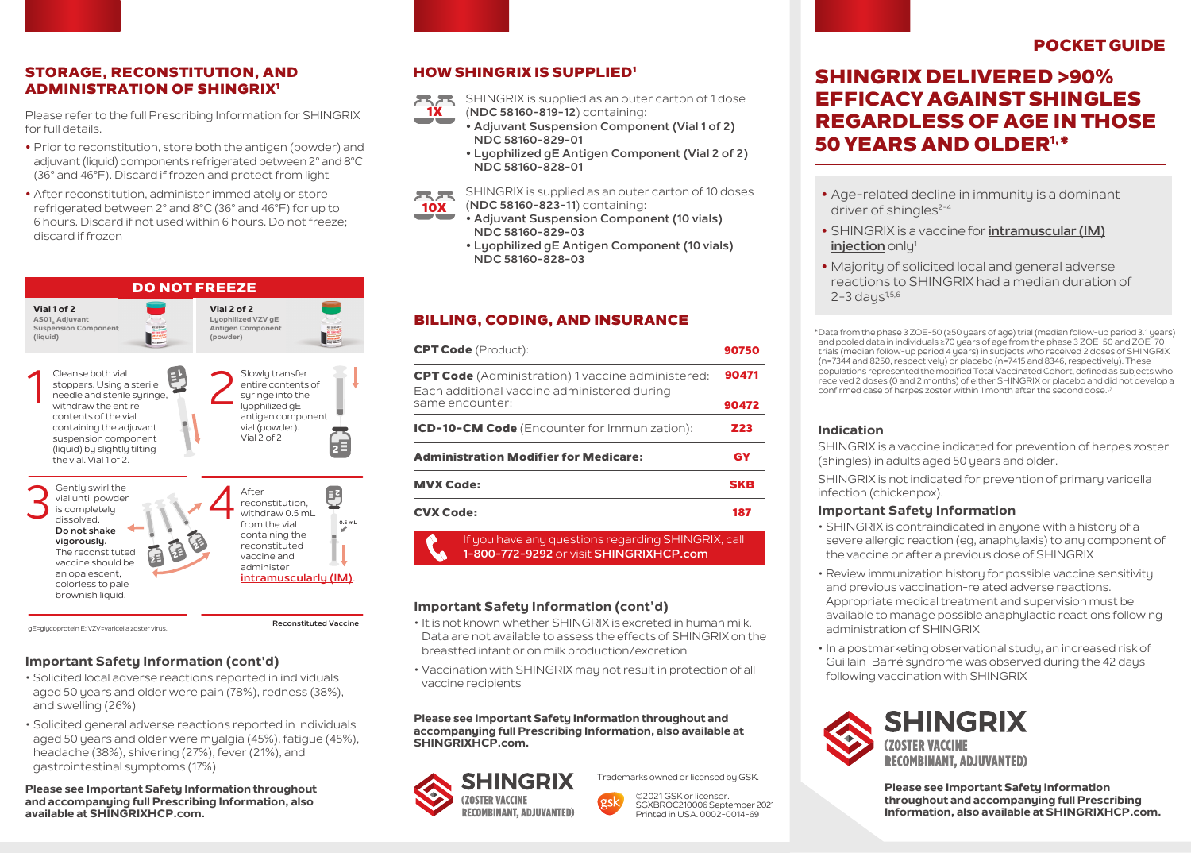## STORAGE, RECONSTITUTION, AND ADMINISTRATION OF SHINGRIX[1]

Please refer to the full Prescribing Information for SHINGRIX for full details.

- Prior to reconstitution, store both the antigen (powder) and adjuvant (liquid) components refrigerated between 2° and 8°C (36° and 46°F). Discard if frozen and protect from light
- After reconstitution, administer immediately or store refrigerated between 2° and 8°C (36° and 46°F) for up to 6 hours. Discard if not used within 6 hours. Do not freeze; discard if frozen

**DO NOT FREEZE**

**Vial 1 of 2**
**$AS01_B$ Adjuvant Suspension Component (liquid)**

**Vial 2 of 2**
**Lyophilized VZV gE Antigen Component (powder)**

1. Cleanse both vial stoppers. Using a sterile needle and sterile syringe, withdraw the entire contents of the vial containing the adjuvant suspension component (liquid) by slightly tilting the vial. Vial 1 of 2.
2. Slowly transfer entire contents of syringe into the lyophilized gE antigen component vial (powder). Vial 2 of 2.
3. Gently swirl the vial until powder is completely dissolved. **Do not shake vigorously.** The reconstituted vaccine should be an opalescent, colorless to pale brownish liquid.
4. After reconstitution, withdraw 0.5 mL from the vial containing the reconstituted vaccine and administer intramuscularly (IM).

0.5 mL

Reconstituted Vaccine

gE=glycoprotein E; VZV=varicella zoster virus.

### Important Safety Information (cont'd)

- Solicited local adverse reactions reported in individuals aged 50 years and older were pain (78%), redness (38%), and swelling (26%)
- Solicited general adverse reactions reported in individuals aged 50 years and older were myalgia (45%), fatigue (45%), headache (38%), shivering (27%), fever (21%), and gastrointestinal symptoms (17%)

**Please see Important Safety Information throughout and accompanying full Prescribing Information, also available at SHINGRIXHCP.com.**

## HOW SHINGRIX IS SUPPLIED[1]

**1X** SHINGRIX is supplied as an outer carton of 1 dose (**NDC 58160-819-12**) containing:
- **Adjuvant Suspension Component (Vial 1 of 2) NDC 58160-829-01**
- **Lyophilized gE Antigen Component (Vial 2 of 2) NDC 58160-828-01**

**10X** SHINGRIX is supplied as an outer carton of 10 doses (**NDC 58160-823-11**) containing:
- **Adjuvant Suspension Component (10 vials) NDC 58160-829-03**
- **Lyophilized gE Antigen Component (10 vials) NDC 58160-828-03**

## BILLING, CODING, AND INSURANCE

| | |
|---|---|
| **CPT Code** (Product): | **90750** |
| **CPT Code** (Administration) 1 vaccine administered: | **90471** |
| Each additional vaccine administered during same encounter: | **90472** |
| **ICD-10-CM Code** (Encounter for Immunization): | **Z23** |
| **Administration Modifier for Medicare:** | **GY** |
| **MVX Code:** | **SKB** |
| **CVX Code:** | **187** |

If you have any questions regarding SHINGRIX, call **1-800-772-9292** or visit **SHINGRIXHCP.com**

### Important Safety Information (cont'd)

- It is not known whether SHINGRIX is excreted in human milk. Data are not available to assess the effects of SHINGRIX on the breastfed infant or on milk production/excretion
- Vaccination with SHINGRIX may not result in protection of all vaccine recipients

**Please see Important Safety Information throughout and accompanying full Prescribing Information, also available at SHINGRIXHCP.com.**

SHINGRIX (ZOSTER VACCINE RECOMBINANT, ADJUVANTED)

Trademarks owned or licensed by GSK.

©2021 GSK or licensor.
SGXBROC210006 September 2021
Printed in USA. 0002-0014-69

**POCKET GUIDE**

# SHINGRIX DELIVERED >90% EFFICACY AGAINST SHINGLES REGARDLESS OF AGE IN THOSE 50 YEARS AND OLDER[1,*]

- Age-related decline in immunity is a dominant driver of shingles[2-4]
- SHINGRIX is a vaccine for **intramuscular (IM) injection** only[1]
- Majority of solicited local and general adverse reactions to SHINGRIX had a median duration of 2-3 days[1,5,6]

*Data from the phase 3 ZOE-50 (≥50 years of age) trial (median follow-up period 3.1 years) and pooled data in individuals ≥70 years of age from the phase 3 ZOE-50 and ZOE-70 trials (median follow-up period 4 years) in subjects who received 2 doses of SHINGRIX (n=7344 and 8250, respectively) or placebo (n=7415 and 8346, respectively). These populations represented the modified Total Vaccinated Cohort, defined as subjects who received 2 doses (0 and 2 months) of either SHINGRIX or placebo and did not develop a confirmed case of herpes zoster within 1 month after the second dose.[1,7]

### Indication

SHINGRIX is a vaccine indicated for prevention of herpes zoster (shingles) in adults aged 50 years and older.

SHINGRIX is not indicated for prevention of primary varicella infection (chickenpox).

### Important Safety Information

- SHINGRIX is contraindicated in anyone with a history of a severe allergic reaction (eg, anaphylaxis) to any component of the vaccine or after a previous dose of SHINGRIX
- Review immunization history for possible vaccine sensitivity and previous vaccination-related adverse reactions. Appropriate medical treatment and supervision must be available to manage possible anaphylactic reactions following administration of SHINGRIX
- In a postmarketing observational study, an increased risk of Guillain-Barré syndrome was observed during the 42 days following vaccination with SHINGRIX

SHINGRIX (ZOSTER VACCINE RECOMBINANT, ADJUVANTED)

**Please see Important Safety Information throughout and accompanying full Prescribing Information, also available at SHINGRIXHCP.com.**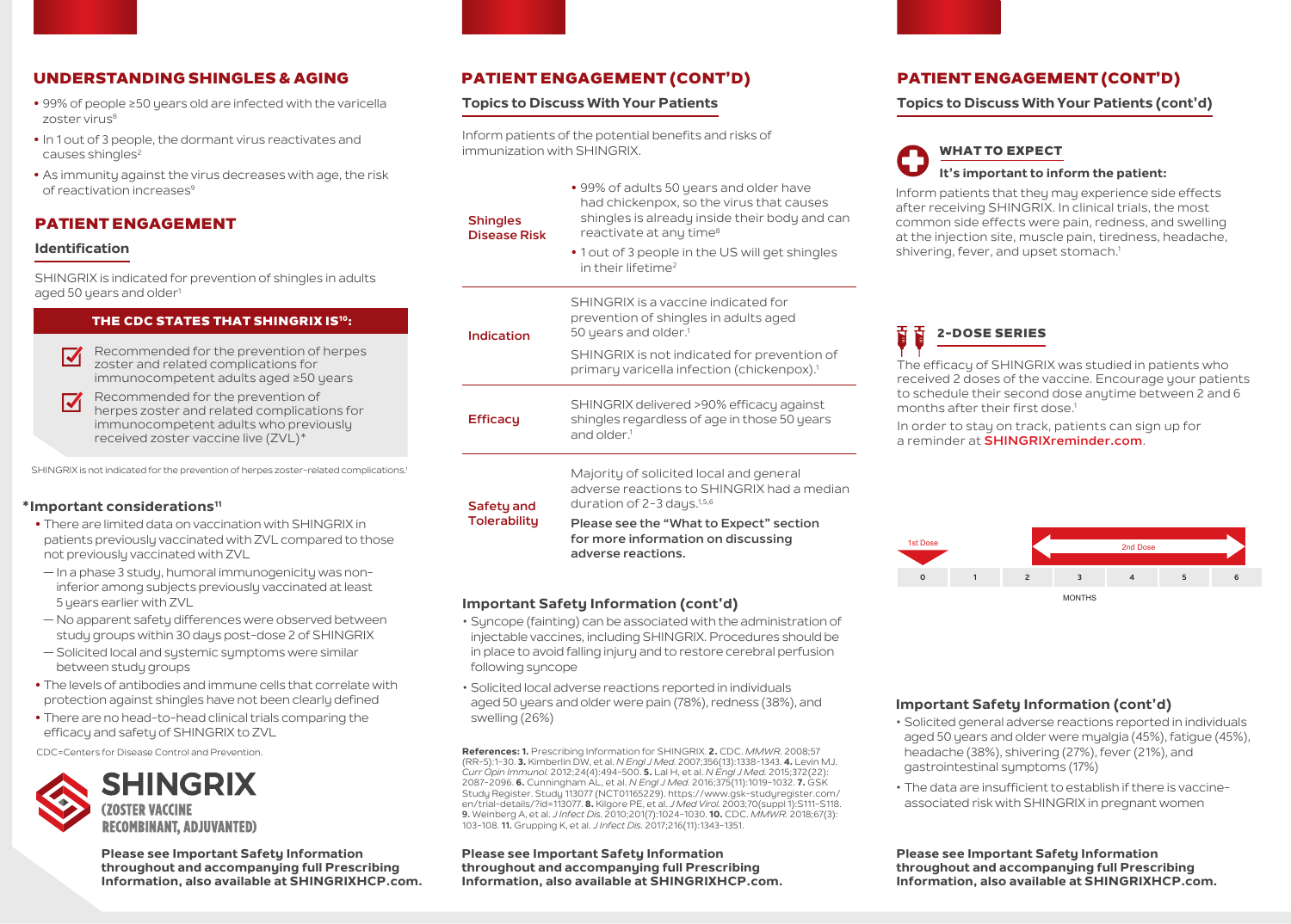## UNDERSTANDING SHINGLES & AGING

- 99% of people ≥50 years old are infected with the varicella zoster virus[8]
- In 1 out of 3 people, the dormant virus reactivates and causes shingles[2]
- As immunity against the virus decreases with age, the risk of reactivation increases[9]

## PATIENT ENGAGEMENT

### Identification

SHINGRIX is indicated for prevention of shingles in adults aged 50 years and older[1]

**THE CDC STATES THAT SHINGRIX IS[10]:**

- ☑ Recommended for the prevention of herpes zoster and related complications for immunocompetent adults aged ≥50 years
- ☑ Recommended for the prevention of herpes zoster and related complications for immunocompetent adults who previously received zoster vaccine live (ZVL)*

SHINGRIX is not indicated for the prevention of herpes zoster-related complications.[1]

**\*Important considerations[11]**

- There are limited data on vaccination with SHINGRIX in patients previously vaccinated with ZVL compared to those not previously vaccinated with ZVL
  - In a phase 3 study, humoral immunogenicity was non-inferior among subjects previously vaccinated at least 5 years earlier with ZVL
  - No apparent safety differences were observed between study groups within 30 days post-dose 2 of SHINGRIX
  - Solicited local and systemic symptoms were similar between study groups
- The levels of antibodies and immune cells that correlate with protection against shingles have not been clearly defined
- There are no head-to-head clinical trials comparing the efficacy and safety of SHINGRIX to ZVL

CDC=Centers for Disease Control and Prevention.

SHINGRIX (ZOSTER VACCINE RECOMBINANT, ADJUVANTED)

**Please see Important Safety Information throughout and accompanying full Prescribing Information, also available at SHINGRIXHCP.com.**

## PATIENT ENGAGEMENT (CONT'D)

### Topics to Discuss With Your Patients

Inform patients of the potential benefits and risks of immunization with SHINGRIX.

| | |
|---|---|
| **Shingles Disease Risk** | • 99% of adults 50 years and older have had chickenpox, so the virus that causes shingles is already inside their body and can reactivate at any time[8]<br>• 1 out of 3 people in the US will get shingles in their lifetime[2] |
| **Indication** | SHINGRIX is a vaccine indicated for prevention of shingles in adults aged 50 years and older.[1]<br>SHINGRIX is not indicated for prevention of primary varicella infection (chickenpox).[1] |
| **Efficacy** | SHINGRIX delivered >90% efficacy against shingles regardless of age in those 50 years and older.[1] |
| **Safety and Tolerability** | Majority of solicited local and general adverse reactions to SHINGRIX had a median duration of 2-3 days.[1,5,6]<br>**Please see the "What to Expect" section for more information on discussing adverse reactions.** |

### Important Safety Information (cont'd)

- Syncope (fainting) can be associated with the administration of injectable vaccines, including SHINGRIX. Procedures should be in place to avoid falling injury and to restore cerebral perfusion following syncope
- Solicited local adverse reactions reported in individuals aged 50 years and older were pain (78%), redness (38%), and swelling (26%)

**References: 1.** Prescribing Information for SHINGRIX. **2.** CDC. *MMWR.* 2008;57(RR-5):1-30. **3.** Kimberlin DW, et al. *N Engl J Med.* 2007;356(13):1338-1343. **4.** Levin MJ. *Curr Opin Immunol.* 2012;24(4):494-500. **5.** Lal H, et al. *N Engl J Med.* 2015;372(22):2087-2096. **6.** Cunningham AL, et al. *N Engl J Med.* 2016;375(11):1019-1032. **7.** GSK Study Register. Study 113077 (NCT01165229). https://www.gsk-studyregister.com/en/trial-details/?id=113077. **8.** Kilgore PE, et al. *J Med Virol.* 2003;70(suppl 1):S111-S118. **9.** Weinberg A, et al. *J Infect Dis.* 2010;201(7):1024-1030. **10.** CDC. *MMWR.* 2018;67(3):103-108. **11.** Grupping K, et al. *J Infect Dis.* 2017;216(11):1343-1351.

**Please see Important Safety Information throughout and accompanying full Prescribing Information, also available at SHINGRIXHCP.com.**

## PATIENT ENGAGEMENT (CONT'D)

### Topics to Discuss With Your Patients (cont'd)

#### WHAT TO EXPECT

**It's important to inform the patient:**

Inform patients that they may experience side effects after receiving SHINGRIX. In clinical trials, the most common side effects were pain, redness, and swelling at the injection site, muscle pain, tiredness, headache, shivering, fever, and upset stomach.[1]

#### 2-DOSE SERIES

The efficacy of SHINGRIX was studied in patients who received 2 doses of the vaccine. Encourage your patients to schedule their second dose anytime between 2 and 6 months after their first dose.[1]

In order to stay on track, patients can sign up for a reminder at **SHINGRIXreminder.com**.

1st Dose
2nd Dose
0 1 2 3 4 5 6
MONTHS

### Important Safety Information (cont'd)

- Solicited general adverse reactions reported in individuals aged 50 years and older were myalgia (45%), fatigue (45%), headache (38%), shivering (27%), fever (21%), and gastrointestinal symptoms (17%)
- The data are insufficient to establish if there is vaccine-associated risk with SHINGRIX in pregnant women

**Please see Important Safety Information throughout and accompanying full Prescribing Information, also available at SHINGRIXHCP.com.**